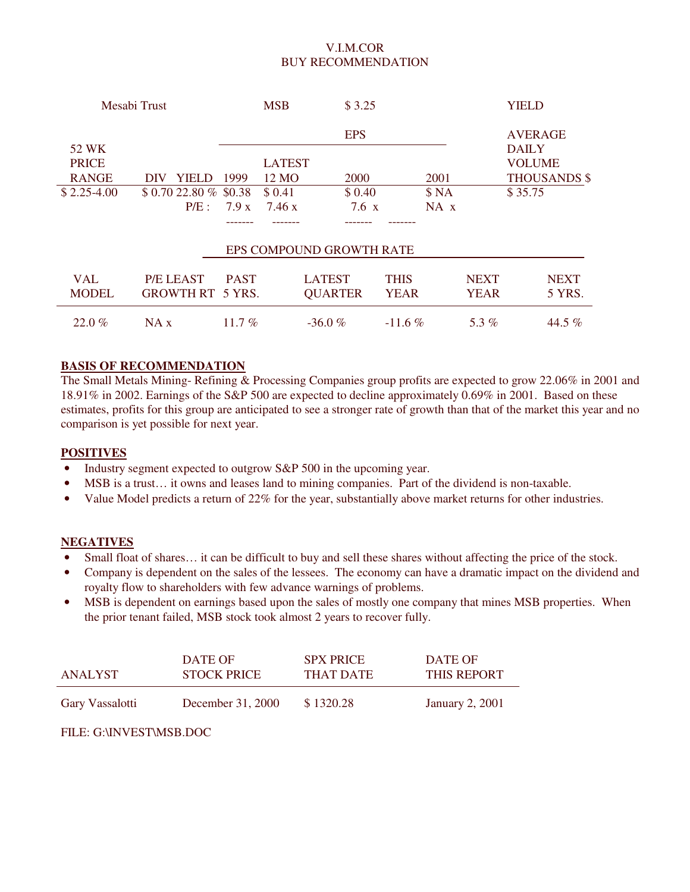V.I.M.COR
BUY RECOMMENDATION

| Mesabi Trust | | MSB | $ 3.25 | | | YIELD |
|---|---|---|---|---|---|---|
| | | | EPS | | | AVERAGE |
| 52 WK PRICE RANGE | DIV YIELD | 1999 | LATEST 12 MO | 2000 | 2001 | DAILY VOLUME THOUSANDS $ |
| $ 2.25-4.00 | $ 0.70 22.80 % | $0.38 | $ 0.41 | $ 0.40 | $ NA | $ 35.75 |
| P/E : | | 7.9 x | 7.46 x | 7.6 x | NA x | |

EPS COMPOUND GROWTH RATE

| VAL MODEL | P/E LEAST GROWTH RT | PAST 5 YRS. | LATEST QUARTER | THIS YEAR | NEXT YEAR | NEXT 5 YRS. |
|---|---|---|---|---|---|---|
| 22.0 % | NA x | 11.7 % | -36.0 % | -11.6 % | 5.3 % | 44.5 % |

**BASIS OF RECOMMENDATION**

The Small Metals Mining- Refining & Processing Companies group profits are expected to grow 22.06% in 2001 and 18.91% in 2002. Earnings of the S&P 500 are expected to decline approximately 0.69% in 2001. Based on these estimates, profits for this group are anticipated to see a stronger rate of growth than that of the market this year and no comparison is yet possible for next year.

**POSITIVES**

- Industry segment expected to outgrow S&P 500 in the upcoming year.
- MSB is a trust… it owns and leases land to mining companies. Part of the dividend is non-taxable.
- Value Model predicts a return of 22% for the year, substantially above market returns for other industries.

**NEGATIVES**

- Small float of shares… it can be difficult to buy and sell these shares without affecting the price of the stock.
- Company is dependent on the sales of the lessees. The economy can have a dramatic impact on the dividend and royalty flow to shareholders with few advance warnings of problems.
- MSB is dependent on earnings based upon the sales of mostly one company that mines MSB properties. When the prior tenant failed, MSB stock took almost 2 years to recover fully.

| ANALYST | DATE OF STOCK PRICE | SPX PRICE THAT DATE | DATE OF THIS REPORT |
|---|---|---|---|
| Gary Vassalotti | December 31, 2000 | $ 1320.28 | January 2, 2001 |

FILE: G:\INVEST\MSB.DOC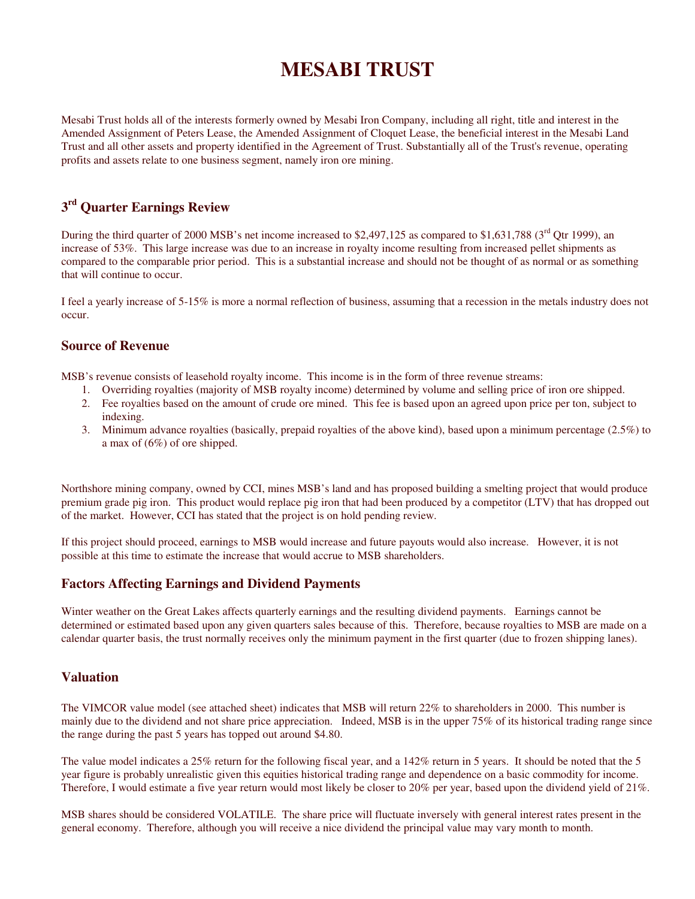# MESABI TRUST

Mesabi Trust holds all of the interests formerly owned by Mesabi Iron Company, including all right, title and interest in the Amended Assignment of Peters Lease, the Amended Assignment of Cloquet Lease, the beneficial interest in the Mesabi Land Trust and all other assets and property identified in the Agreement of Trust. Substantially all of the Trust's revenue, operating profits and assets relate to one business segment, namely iron ore mining.

## 3rd Quarter Earnings Review

During the third quarter of 2000 MSB's net income increased to $2,497,125 as compared to $1,631,788 (3rd Qtr 1999), an increase of 53%. This large increase was due to an increase in royalty income resulting from increased pellet shipments as compared to the comparable prior period. This is a substantial increase and should not be thought of as normal or as something that will continue to occur.

I feel a yearly increase of 5-15% is more a normal reflection of business, assuming that a recession in the metals industry does not occur.

### Source of Revenue

MSB's revenue consists of leasehold royalty income. This income is in the form of three revenue streams:

1. Overriding royalties (majority of MSB royalty income) determined by volume and selling price of iron ore shipped.
2. Fee royalties based on the amount of crude ore mined. This fee is based upon an agreed upon price per ton, subject to indexing.
3. Minimum advance royalties (basically, prepaid royalties of the above kind), based upon a minimum percentage (2.5%) to a max of (6%) of ore shipped.

Northshore mining company, owned by CCI, mines MSB's land and has proposed building a smelting project that would produce premium grade pig iron. This product would replace pig iron that had been produced by a competitor (LTV) that has dropped out of the market. However, CCI has stated that the project is on hold pending review.

If this project should proceed, earnings to MSB would increase and future payouts would also increase. However, it is not possible at this time to estimate the increase that would accrue to MSB shareholders.

### Factors Affecting Earnings and Dividend Payments

Winter weather on the Great Lakes affects quarterly earnings and the resulting dividend payments. Earnings cannot be determined or estimated based upon any given quarters sales because of this. Therefore, because royalties to MSB are made on a calendar quarter basis, the trust normally receives only the minimum payment in the first quarter (due to frozen shipping lanes).

### Valuation

The VIMCOR value model (see attached sheet) indicates that MSB will return 22% to shareholders in 2000. This number is mainly due to the dividend and not share price appreciation. Indeed, MSB is in the upper 75% of its historical trading range since the range during the past 5 years has topped out around $4.80.

The value model indicates a 25% return for the following fiscal year, and a 142% return in 5 years. It should be noted that the 5 year figure is probably unrealistic given this equities historical trading range and dependence on a basic commodity for income. Therefore, I would estimate a five year return would most likely be closer to 20% per year, based upon the dividend yield of 21%.

MSB shares should be considered VOLATILE. The share price will fluctuate inversely with general interest rates present in the general economy. Therefore, although you will receive a nice dividend the principal value may vary month to month.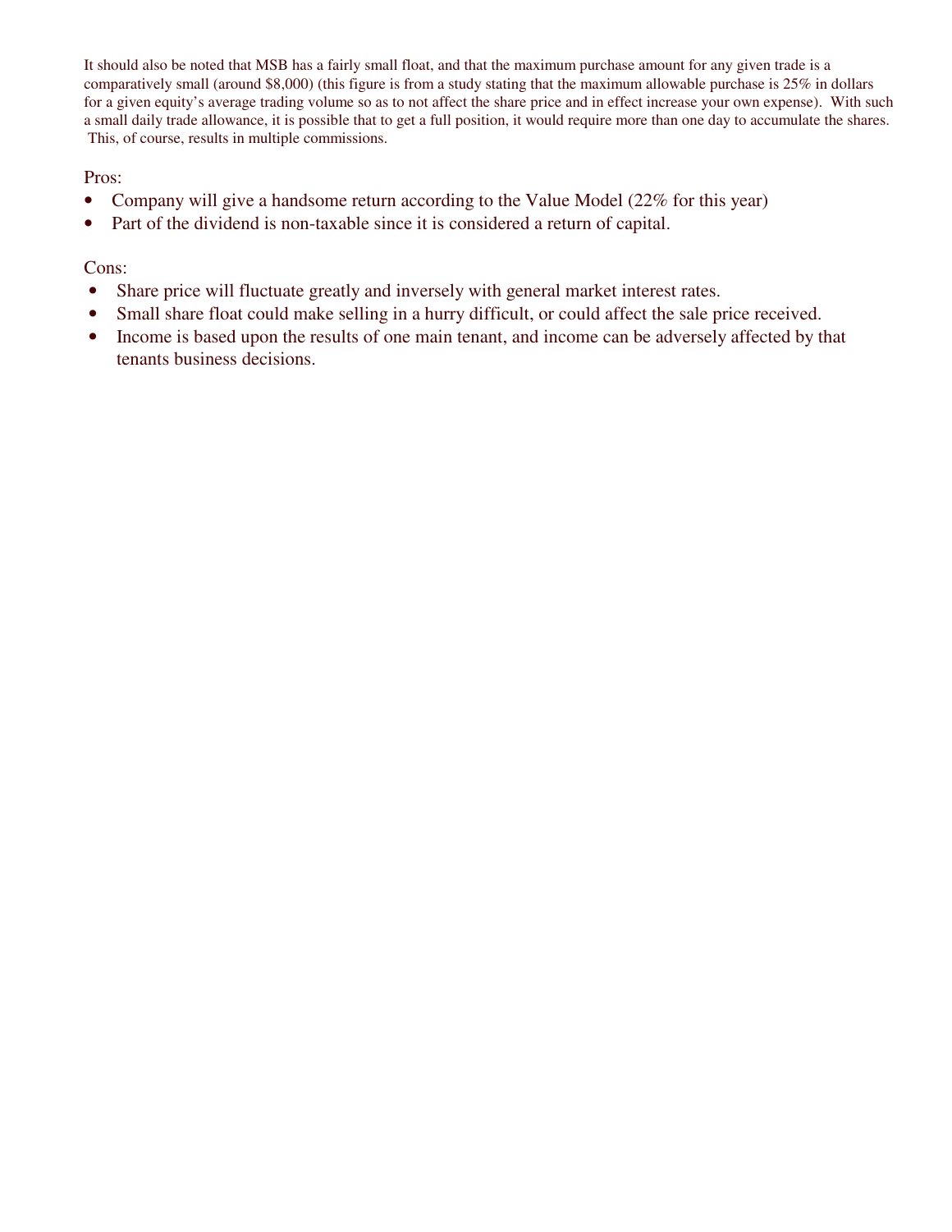It should also be noted that MSB has a fairly small float, and that the maximum purchase amount for any given trade is a comparatively small (around $8,000) (this figure is from a study stating that the maximum allowable purchase is 25% in dollars for a given equity's average trading volume so as to not affect the share price and in effect increase your own expense). With such a small daily trade allowance, it is possible that to get a full position, it would require more than one day to accumulate the shares. This, of course, results in multiple commissions.

Pros:

- Company will give a handsome return according to the Value Model (22% for this year)
- Part of the dividend is non-taxable since it is considered a return of capital.

Cons:

- Share price will fluctuate greatly and inversely with general market interest rates.
- Small share float could make selling in a hurry difficult, or could affect the sale price received.
- Income is based upon the results of one main tenant, and income can be adversely affected by that tenants business decisions.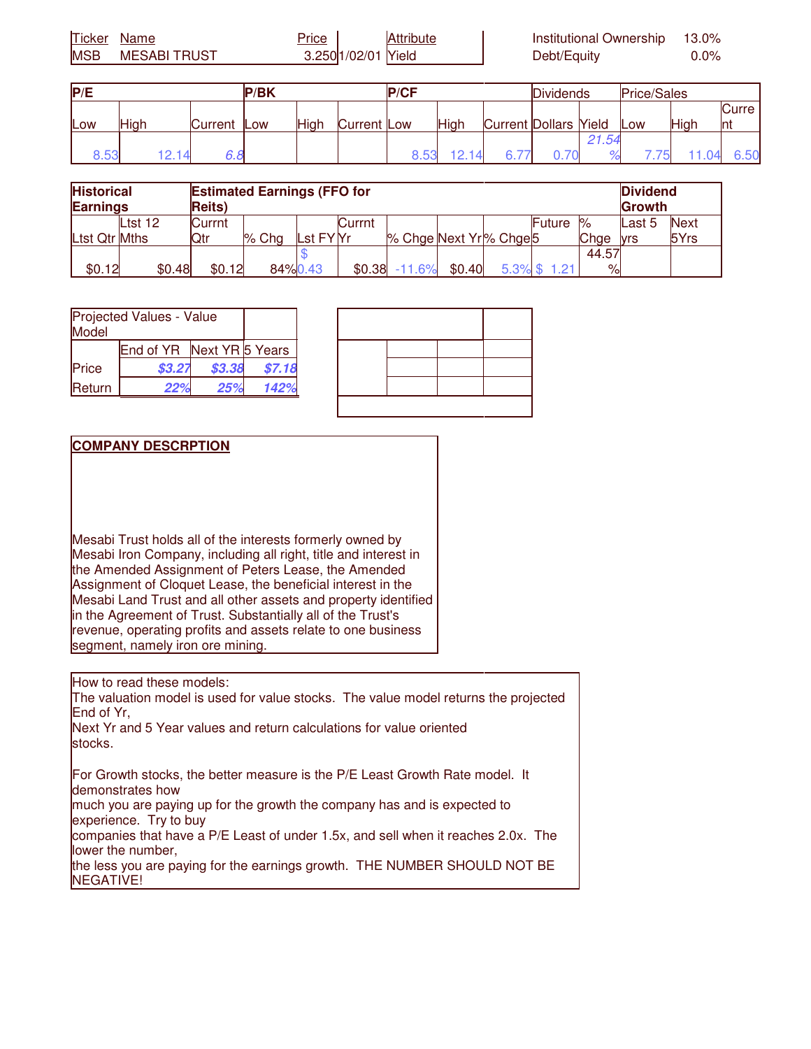| Ticker | Name | Price | | Attribute |
|---|---|---|---|---|
| MSB | MESABI TRUST | 3.250 | 1/02/01 | Yield |

| | |
|---|---|
| Institutional Ownership | 13.0% |
| Debt/Equity | 0.0% |

| P/E | | | P/BK | | | P/CF | | | Dividends | | Price/Sales | | |
|---|---|---|---|---|---|---|---|---|---|---|---|---|---|
| Low | High | Current | Low | High | Current | Low | High | Current | Dollars | Yield | Low | High | Current |
| 8.53 | 12.14 | 6.8 | | | | 8.53 | 12.14 | 6.77 | 0.70 | 21.54% | 7.75 | 11.04 | 6.50 |

| Historical Earnings | | Estimated Earnings (FFO for Reits) | | | | | | | | | Dividend Growth | |
|---|---|---|---|---|---|---|---|---|---|---|---|---|
| Ltst Qtr | Ltst 12 Mths | Currnt Qtr | % Chg | Lst FY | Currnt Yr | % Chge | Next Yr | % Chge | Future 5 | % Chge | Last 5 yrs | Next 5Yrs |
| $0.12 | $0.48 | $0.12 | 84% | $ 0.43 | $0.38 | -11.6% | $0.40 | 5.3% | $ 1.21 | 44.57% | | |

| Projected Values - Value Model | | | |
|---|---|---|---|
| | End of YR | Next YR | 5 Years |
| Price | $3.27 | $3.38 | $7.18 |
| Return | 22% | 25% | 142% |

**COMPANY DESCRPTION**

Mesabi Trust holds all of the interests formerly owned by Mesabi Iron Company, including all right, title and interest in the Amended Assignment of Peters Lease, the Amended Assignment of Cloquet Lease, the beneficial interest in the Mesabi Land Trust and all other assets and property identified in the Agreement of Trust. Substantially all of the Trust's revenue, operating profits and assets relate to one business segment, namely iron ore mining.

How to read these models:
The valuation model is used for value stocks. The value model returns the projected End of Yr,
Next Yr and 5 Year values and return calculations for value oriented stocks.

For Growth stocks, the better measure is the P/E Least Growth Rate model. It demonstrates how
much you are paying up for the growth the company has and is expected to experience. Try to buy
companies that have a P/E Least of under 1.5x, and sell when it reaches 2.0x. The lower the number,
the less you are paying for the earnings growth. THE NUMBER SHOULD NOT BE NEGATIVE!